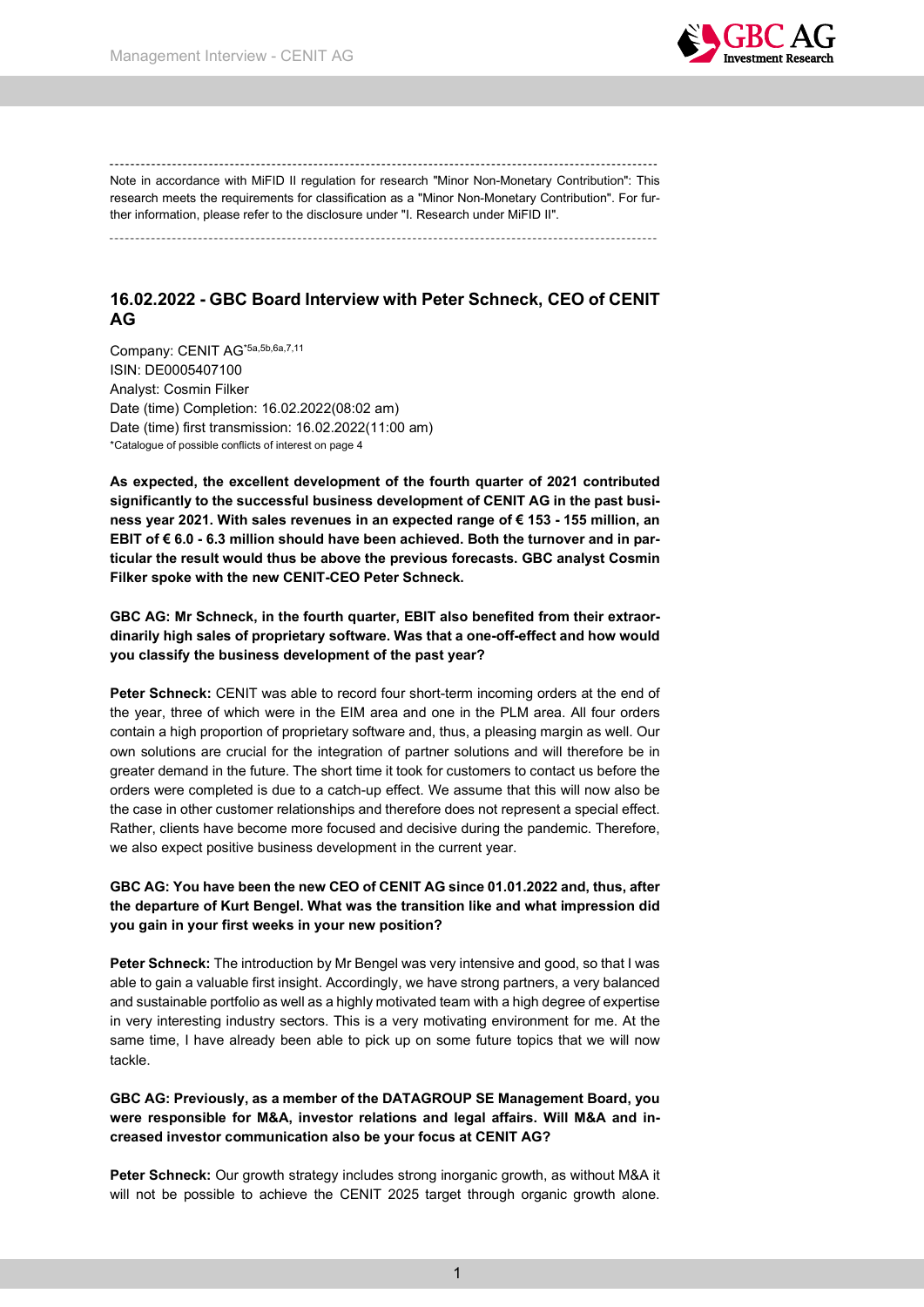Note in accordance with MiFID II regulation for research "Minor Non-Monetary Contribution": This research meets the requirements for classification as a "Minor Non-Monetary Contribution". For further information, please refer to the disclosure under "I. Research under MiFID II".

## 16.02.2022 - GBC Board Interview with Peter Schneck, CEO of CENIT AG

Company: CENIT AG*5a,5b,6a,7,11
ISIN: DE0005407100
Analyst: Cosmin Filker
Date (time) Completion: 16.02.2022(08:02 am)
Date (time) first transmission: 16.02.2022(11:00 am)
*Catalogue of possible conflicts of interest on page 4

**As expected, the excellent development of the fourth quarter of 2021 contributed significantly to the successful business development of CENIT AG in the past business year 2021. With sales revenues in an expected range of € 153 - 155 million, an EBIT of € 6.0 - 6.3 million should have been achieved. Both the turnover and in particular the result would thus be above the previous forecasts. GBC analyst Cosmin Filker spoke with the new CENIT-CEO Peter Schneck.**

**GBC AG: Mr Schneck, in the fourth quarter, EBIT also benefited from their extraordinarily high sales of proprietary software. Was that a one-off-effect and how would you classify the business development of the past year?**

**Peter Schneck:** CENIT was able to record four short-term incoming orders at the end of the year, three of which were in the EIM area and one in the PLM area. All four orders contain a high proportion of proprietary software and, thus, a pleasing margin as well. Our own solutions are crucial for the integration of partner solutions and will therefore be in greater demand in the future. The short time it took for customers to contact us before the orders were completed is due to a catch-up effect. We assume that this will now also be the case in other customer relationships and therefore does not represent a special effect. Rather, clients have become more focused and decisive during the pandemic. Therefore, we also expect positive business development in the current year.

**GBC AG: You have been the new CEO of CENIT AG since 01.01.2022 and, thus, after the departure of Kurt Bengel. What was the transition like and what impression did you gain in your first weeks in your new position?**

**Peter Schneck:** The introduction by Mr Bengel was very intensive and good, so that I was able to gain a valuable first insight. Accordingly, we have strong partners, a very balanced and sustainable portfolio as well as a highly motivated team with a high degree of expertise in very interesting industry sectors. This is a very motivating environment for me. At the same time, I have already been able to pick up on some future topics that we will now tackle.

**GBC AG: Previously, as a member of the DATAGROUP SE Management Board, you were responsible for M&A, investor relations and legal affairs. Will M&A and increased investor communication also be your focus at CENIT AG?**

**Peter Schneck:** Our growth strategy includes strong inorganic growth, as without M&A it will not be possible to achieve the CENIT 2025 target through organic growth alone.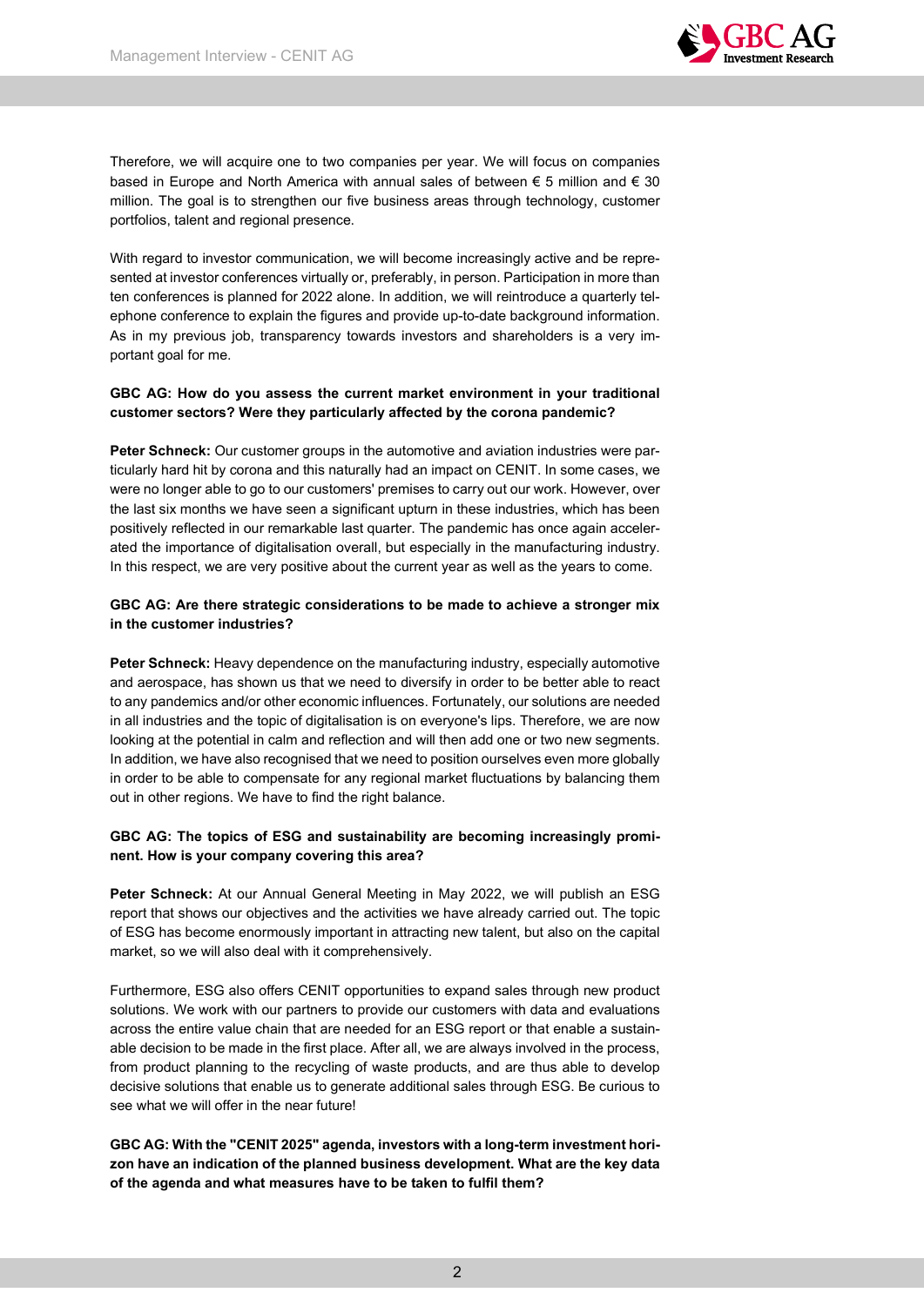Therefore, we will acquire one to two companies per year. We will focus on companies based in Europe and North America with annual sales of between € 5 million and € 30 million. The goal is to strengthen our five business areas through technology, customer portfolios, talent and regional presence.

With regard to investor communication, we will become increasingly active and be represented at investor conferences virtually or, preferably, in person. Participation in more than ten conferences is planned for 2022 alone. In addition, we will reintroduce a quarterly telephone conference to explain the figures and provide up-to-date background information. As in my previous job, transparency towards investors and shareholders is a very important goal for me.

**GBC AG: How do you assess the current market environment in your traditional customer sectors? Were they particularly affected by the corona pandemic?**

**Peter Schneck:** Our customer groups in the automotive and aviation industries were particularly hard hit by corona and this naturally had an impact on CENIT. In some cases, we were no longer able to go to our customers' premises to carry out our work. However, over the last six months we have seen a significant upturn in these industries, which has been positively reflected in our remarkable last quarter. The pandemic has once again accelerated the importance of digitalisation overall, but especially in the manufacturing industry. In this respect, we are very positive about the current year as well as the years to come.

**GBC AG: Are there strategic considerations to be made to achieve a stronger mix in the customer industries?**

**Peter Schneck:** Heavy dependence on the manufacturing industry, especially automotive and aerospace, has shown us that we need to diversify in order to be better able to react to any pandemics and/or other economic influences. Fortunately, our solutions are needed in all industries and the topic of digitalisation is on everyone's lips. Therefore, we are now looking at the potential in calm and reflection and will then add one or two new segments. In addition, we have also recognised that we need to position ourselves even more globally in order to be able to compensate for any regional market fluctuations by balancing them out in other regions. We have to find the right balance.

**GBC AG: The topics of ESG and sustainability are becoming increasingly prominent. How is your company covering this area?**

**Peter Schneck:** At our Annual General Meeting in May 2022, we will publish an ESG report that shows our objectives and the activities we have already carried out. The topic of ESG has become enormously important in attracting new talent, but also on the capital market, so we will also deal with it comprehensively.

Furthermore, ESG also offers CENIT opportunities to expand sales through new product solutions. We work with our partners to provide our customers with data and evaluations across the entire value chain that are needed for an ESG report or that enable a sustainable decision to be made in the first place. After all, we are always involved in the process, from product planning to the recycling of waste products, and are thus able to develop decisive solutions that enable us to generate additional sales through ESG. Be curious to see what we will offer in the near future!

**GBC AG: With the "CENIT 2025" agenda, investors with a long-term investment horizon have an indication of the planned business development. What are the key data of the agenda and what measures have to be taken to fulfil them?**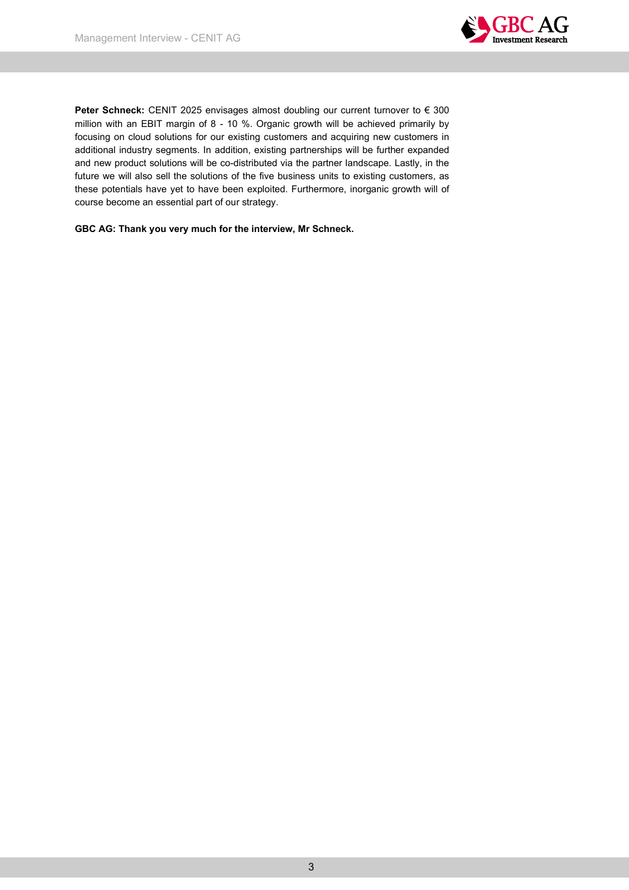**Peter Schneck:** CENIT 2025 envisages almost doubling our current turnover to € 300 million with an EBIT margin of 8 - 10 %. Organic growth will be achieved primarily by focusing on cloud solutions for our existing customers and acquiring new customers in additional industry segments. In addition, existing partnerships will be further expanded and new product solutions will be co-distributed via the partner landscape. Lastly, in the future we will also sell the solutions of the five business units to existing customers, as these potentials have yet to have been exploited. Furthermore, inorganic growth will of course become an essential part of our strategy.

**GBC AG: Thank you very much for the interview, Mr Schneck.**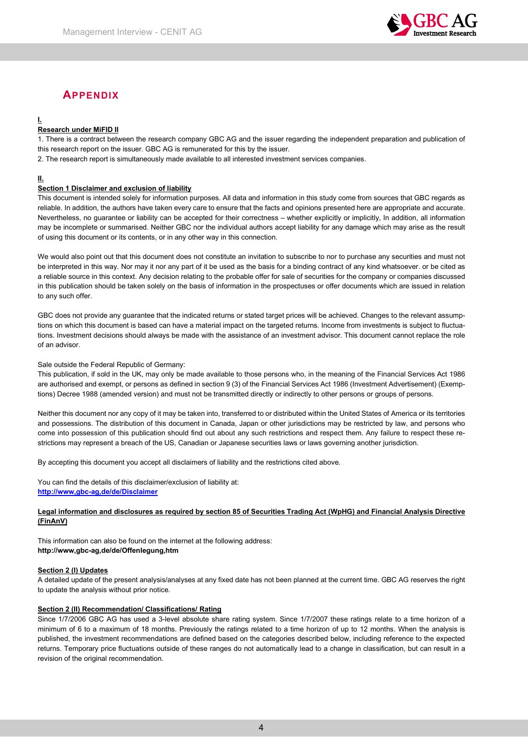# APPENDIX

**I.**

**Research under MiFID II**

1. There is a contract between the research company GBC AG and the issuer regarding the independent preparation and publication of this research report on the issuer. GBC AG is remunerated for this by the issuer.
2. The research report is simultaneously made available to all interested investment services companies.

**II.**

**Section 1 Disclaimer and exclusion of liability**

This document is intended solely for information purposes. All data and information in this study come from sources that GBC regards as reliable. In addition, the authors have taken every care to ensure that the facts and opinions presented here are appropriate and accurate. Nevertheless, no guarantee or liability can be accepted for their correctness – whether explicitly or implicitly, In addition, all information may be incomplete or summarised. Neither GBC nor the individual authors accept liability for any damage which may arise as the result of using this document or its contents, or in any other way in this connection.

We would also point out that this document does not constitute an invitation to subscribe to nor to purchase any securities and must not be interpreted in this way. Nor may it nor any part of it be used as the basis for a binding contract of any kind whatsoever. or be cited as a reliable source in this context. Any decision relating to the probable offer for sale of securities for the company or companies discussed in this publication should be taken solely on the basis of information in the prospectuses or offer documents which are issued in relation to any such offer.

GBC does not provide any guarantee that the indicated returns or stated target prices will be achieved. Changes to the relevant assumptions on which this document is based can have a material impact on the targeted returns. Income from investments is subject to fluctuations. Investment decisions should always be made with the assistance of an investment advisor. This document cannot replace the role of an advisor.

Sale outside the Federal Republic of Germany:
This publication, if sold in the UK, may only be made available to those persons who, in the meaning of the Financial Services Act 1986 are authorised and exempt, or persons as defined in section 9 (3) of the Financial Services Act 1986 (Investment Advertisement) (Exemptions) Decree 1988 (amended version) and must not be transmitted directly or indirectly to other persons or groups of persons.

Neither this document nor any copy of it may be taken into, transferred to or distributed within the United States of America or its territories and possessions. The distribution of this document in Canada, Japan or other jurisdictions may be restricted by law, and persons who come into possession of this publication should find out about any such restrictions and respect them. Any failure to respect these restrictions may represent a breach of the US, Canadian or Japanese securities laws or laws governing another jurisdiction.

By accepting this document you accept all disclaimers of liability and the restrictions cited above.

You can find the details of this disclaimer/exclusion of liability at:
**http://www,gbc-ag,de/de/Disclaimer**

**Legal information and disclosures as required by section 85 of Securities Trading Act (WpHG) and Financial Analysis Directive (FinAnV)**

This information can also be found on the internet at the following address:
**http://www,gbc-ag,de/de/Offenlegung,htm**

**Section 2 (I) Updates**

A detailed update of the present analysis/analyses at any fixed date has not been planned at the current time. GBC AG reserves the right to update the analysis without prior notice.

**Section 2 (II) Recommendation/ Classifications/ Rating**

Since 1/7/2006 GBC AG has used a 3-level absolute share rating system. Since 1/7/2007 these ratings relate to a time horizon of a minimum of 6 to a maximum of 18 months. Previously the ratings related to a time horizon of up to 12 months. When the analysis is published, the investment recommendations are defined based on the categories described below, including reference to the expected returns. Temporary price fluctuations outside of these ranges do not automatically lead to a change in classification, but can result in a revision of the original recommendation.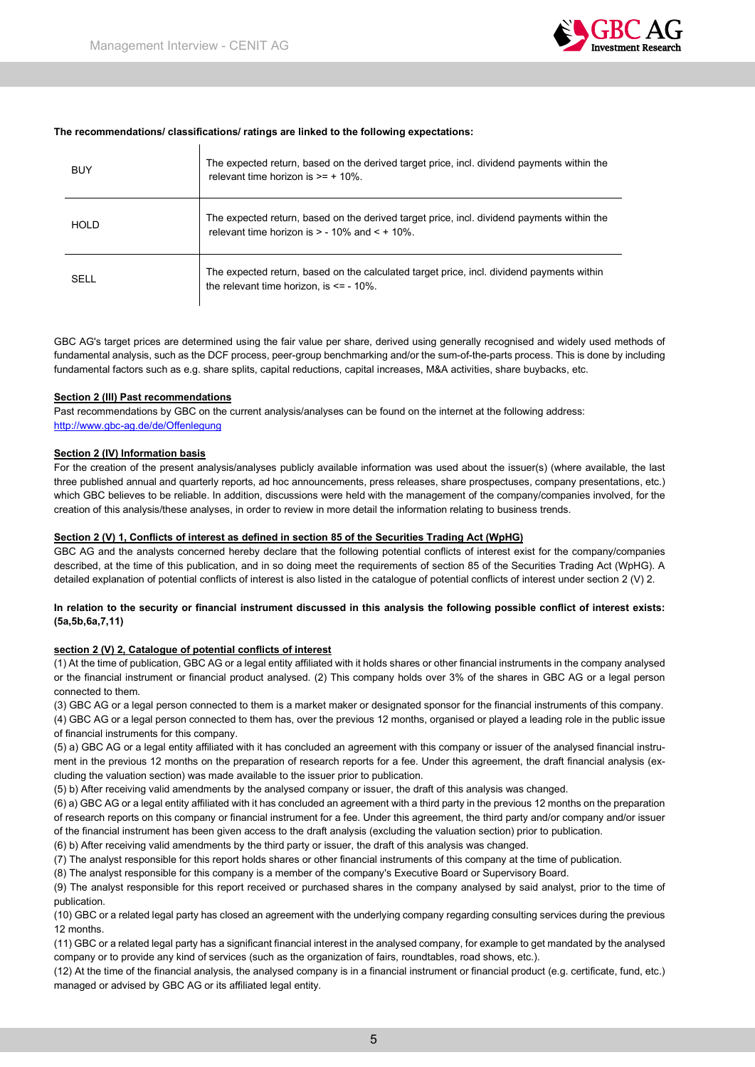**The recommendations/ classifications/ ratings are linked to the following expectations:**

| | |
|---|---|
| BUY | The expected return, based on the derived target price, incl. dividend payments within the relevant time horizon is >= + 10%. |
| HOLD | The expected return, based on the derived target price, incl. dividend payments within the relevant time horizon is > - 10% and < + 10%. |
| SELL | The expected return, based on the calculated target price, incl. dividend payments within the relevant time horizon, is <= - 10%. |

GBC AG's target prices are determined using the fair value per share, derived using generally recognised and widely used methods of fundamental analysis, such as the DCF process, peer-group benchmarking and/or the sum-of-the-parts process. This is done by including fundamental factors such as e.g. share splits, capital reductions, capital increases, M&A activities, share buybacks, etc.

**Section 2 (III) Past recommendations**

Past recommendations by GBC on the current analysis/analyses can be found on the internet at the following address:
http://www.gbc-ag.de/de/Offenlegung

**Section 2 (IV) Information basis**

For the creation of the present analysis/analyses publicly available information was used about the issuer(s) (where available, the last three published annual and quarterly reports, ad hoc announcements, press releases, share prospectuses, company presentations, etc.) which GBC believes to be reliable. In addition, discussions were held with the management of the company/companies involved, for the creation of this analysis/these analyses, in order to review in more detail the information relating to business trends.

**Section 2 (V) 1, Conflicts of interest as defined in section 85 of the Securities Trading Act (WpHG)**

GBC AG and the analysts concerned hereby declare that the following potential conflicts of interest exist for the company/companies described, at the time of this publication, and in so doing meet the requirements of section 85 of the Securities Trading Act (WpHG). A detailed explanation of potential conflicts of interest is also listed in the catalogue of potential conflicts of interest under section 2 (V) 2.

**In relation to the security or financial instrument discussed in this analysis the following possible conflict of interest exists: (5a,5b,6a,7,11)**

**section 2 (V) 2, Catalogue of potential conflicts of interest**

(1) At the time of publication, GBC AG or a legal entity affiliated with it holds shares or other financial instruments in the company analysed or the financial instrument or financial product analysed. (2) This company holds over 3% of the shares in GBC AG or a legal person connected to them.

(3) GBC AG or a legal person connected to them is a market maker or designated sponsor for the financial instruments of this company.

(4) GBC AG or a legal person connected to them has, over the previous 12 months, organised or played a leading role in the public issue of financial instruments for this company.

(5) a) GBC AG or a legal entity affiliated with it has concluded an agreement with this company or issuer of the analysed financial instrument in the previous 12 months on the preparation of research reports for a fee. Under this agreement, the draft financial analysis (excluding the valuation section) was made available to the issuer prior to publication.

(5) b) After receiving valid amendments by the analysed company or issuer, the draft of this analysis was changed.

(6) a) GBC AG or a legal entity affiliated with it has concluded an agreement with a third party in the previous 12 months on the preparation of research reports on this company or financial instrument for a fee. Under this agreement, the third party and/or company and/or issuer of the financial instrument has been given access to the draft analysis (excluding the valuation section) prior to publication.

(6) b) After receiving valid amendments by the third party or issuer, the draft of this analysis was changed.

(7) The analyst responsible for this report holds shares or other financial instruments of this company at the time of publication.

(8) The analyst responsible for this company is a member of the company's Executive Board or Supervisory Board.

(9) The analyst responsible for this report received or purchased shares in the company analysed by said analyst, prior to the time of publication.

(10) GBC or a related legal party has closed an agreement with the underlying company regarding consulting services during the previous 12 months.

(11) GBC or a related legal party has a significant financial interest in the analysed company, for example to get mandated by the analysed company or to provide any kind of services (such as the organization of fairs, roundtables, road shows, etc.).

(12) At the time of the financial analysis, the analysed company is in a financial instrument or financial product (e.g. certificate, fund, etc.) managed or advised by GBC AG or its affiliated legal entity.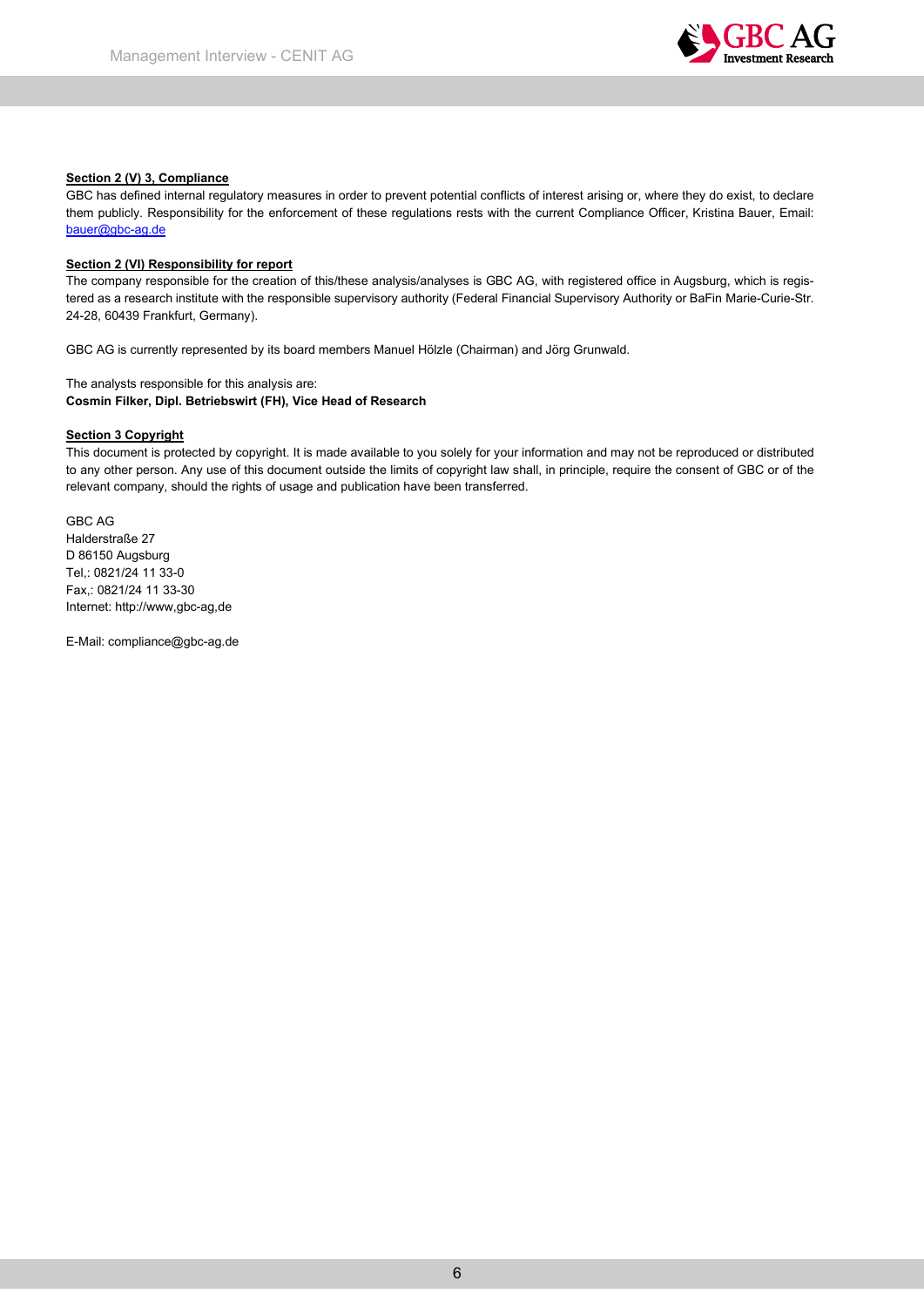**Section 2 (V) 3, Compliance**

GBC has defined internal regulatory measures in order to prevent potential conflicts of interest arising or, where they do exist, to declare them publicly. Responsibility for the enforcement of these regulations rests with the current Compliance Officer, Kristina Bauer, Email: bauer@gbc-ag.de

**Section 2 (VI) Responsibility for report**

The company responsible for the creation of this/these analysis/analyses is GBC AG, with registered office in Augsburg, which is registered as a research institute with the responsible supervisory authority (Federal Financial Supervisory Authority or BaFin Marie-Curie-Str. 24-28, 60439 Frankfurt, Germany).

GBC AG is currently represented by its board members Manuel Hölzle (Chairman) and Jörg Grunwald.

The analysts responsible for this analysis are:
**Cosmin Filker, Dipl. Betriebswirt (FH), Vice Head of Research**

**Section 3 Copyright**

This document is protected by copyright. It is made available to you solely for your information and may not be reproduced or distributed to any other person. Any use of this document outside the limits of copyright law shall, in principle, require the consent of GBC or of the relevant company, should the rights of usage and publication have been transferred.

GBC AG
Halderstraße 27
D 86150 Augsburg
Tel,: 0821/24 11 33-0
Fax,: 0821/24 11 33-30
Internet: http://www,gbc-ag,de

E-Mail: compliance@gbc-ag.de